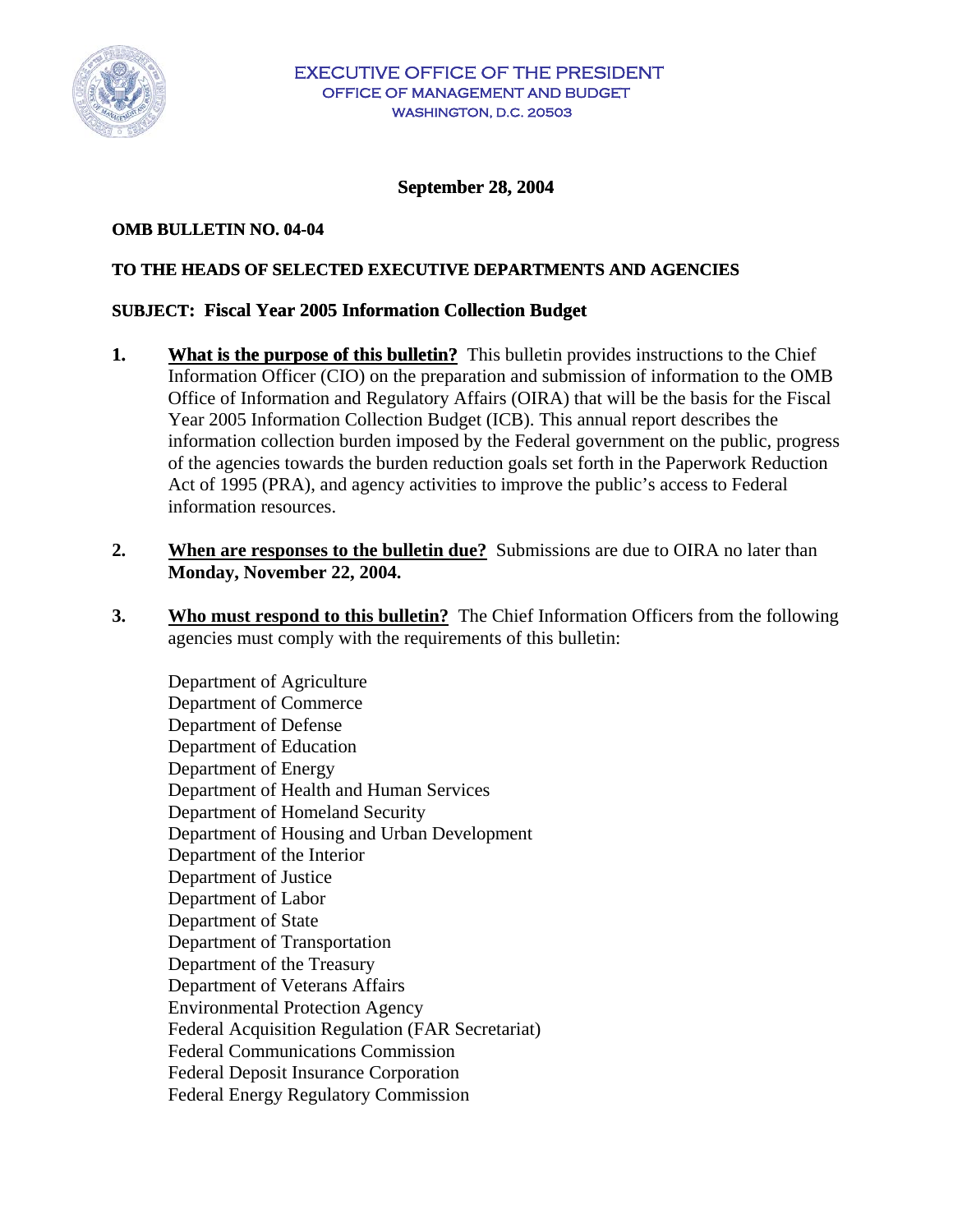EXECUTIVE OFFICE OF THE PRESIDENT
OFFICE OF MANAGEMENT AND BUDGET
WASHINGTON, D.C. 20503

**September 28, 2004**

**OMB BULLETIN NO. 04-04**

**TO THE HEADS OF SELECTED EXECUTIVE DEPARTMENTS AND AGENCIES**

**SUBJECT: Fiscal Year 2005 Information Collection Budget**

1. **What is the purpose of this bulletin?** This bulletin provides instructions to the Chief Information Officer (CIO) on the preparation and submission of information to the OMB Office of Information and Regulatory Affairs (OIRA) that will be the basis for the Fiscal Year 2005 Information Collection Budget (ICB). This annual report describes the information collection burden imposed by the Federal government on the public, progress of the agencies towards the burden reduction goals set forth in the Paperwork Reduction Act of 1995 (PRA), and agency activities to improve the public's access to Federal information resources.

2. **When are responses to the bulletin due?** Submissions are due to OIRA no later than **Monday, November 22, 2004.**

3. **Who must respond to this bulletin?** The Chief Information Officers from the following agencies must comply with the requirements of this bulletin:

   Department of Agriculture
   Department of Commerce
   Department of Defense
   Department of Education
   Department of Energy
   Department of Health and Human Services
   Department of Homeland Security
   Department of Housing and Urban Development
   Department of the Interior
   Department of Justice
   Department of Labor
   Department of State
   Department of Transportation
   Department of the Treasury
   Department of Veterans Affairs
   Environmental Protection Agency
   Federal Acquisition Regulation (FAR Secretariat)
   Federal Communications Commission
   Federal Deposit Insurance Corporation
   Federal Energy Regulatory Commission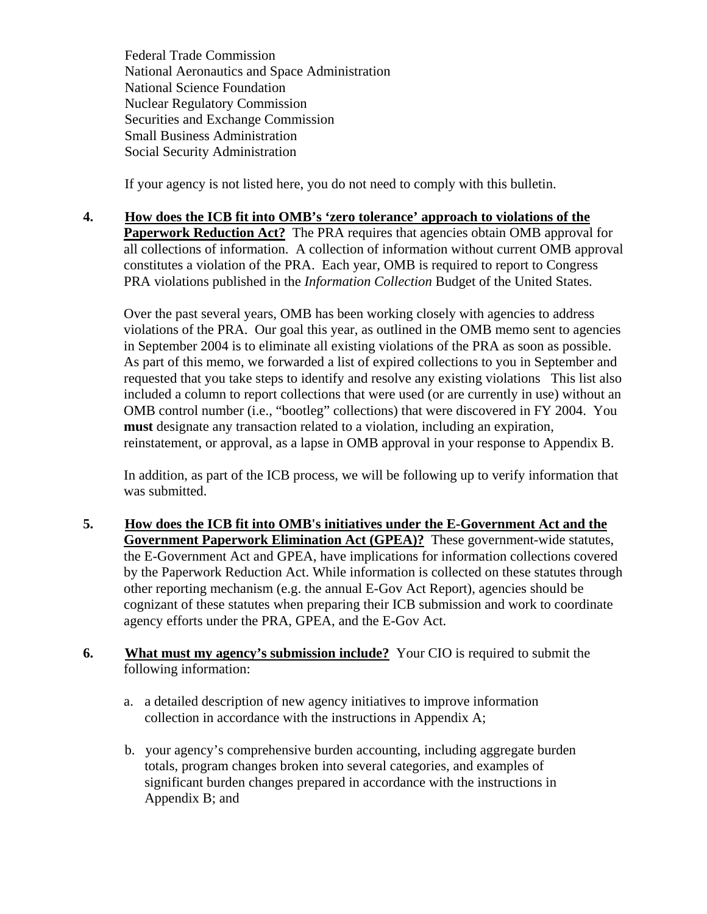Federal Trade Commission
National Aeronautics and Space Administration
National Science Foundation
Nuclear Regulatory Commission
Securities and Exchange Commission
Small Business Administration
Social Security Administration

If your agency is not listed here, you do not need to comply with this bulletin.

4. **How does the ICB fit into OMB's 'zero tolerance' approach to violations of the Paperwork Reduction Act?** The PRA requires that agencies obtain OMB approval for all collections of information. A collection of information without current OMB approval constitutes a violation of the PRA. Each year, OMB is required to report to Congress PRA violations published in the *Information Collection* Budget of the United States.

   Over the past several years, OMB has been working closely with agencies to address violations of the PRA. Our goal this year, as outlined in the OMB memo sent to agencies in September 2004 is to eliminate all existing violations of the PRA as soon as possible. As part of this memo, we forwarded a list of expired collections to you in September and requested that you take steps to identify and resolve any existing violations This list also included a column to report collections that were used (or are currently in use) without an OMB control number (i.e., "bootleg" collections) that were discovered in FY 2004. You **must** designate any transaction related to a violation, including an expiration, reinstatement, or approval, as a lapse in OMB approval in your response to Appendix B.

   In addition, as part of the ICB process, we will be following up to verify information that was submitted.

5. **How does the ICB fit into OMB's initiatives under the E-Government Act and the Government Paperwork Elimination Act (GPEA)?** These government-wide statutes, the E-Government Act and GPEA, have implications for information collections covered by the Paperwork Reduction Act. While information is collected on these statutes through other reporting mechanism (e.g. the annual E-Gov Act Report), agencies should be cognizant of these statutes when preparing their ICB submission and work to coordinate agency efforts under the PRA, GPEA, and the E-Gov Act.

6. **What must my agency's submission include?** Your CIO is required to submit the following information:

   a. a detailed description of new agency initiatives to improve information collection in accordance with the instructions in Appendix A;

   b. your agency's comprehensive burden accounting, including aggregate burden totals, program changes broken into several categories, and examples of significant burden changes prepared in accordance with the instructions in Appendix B; and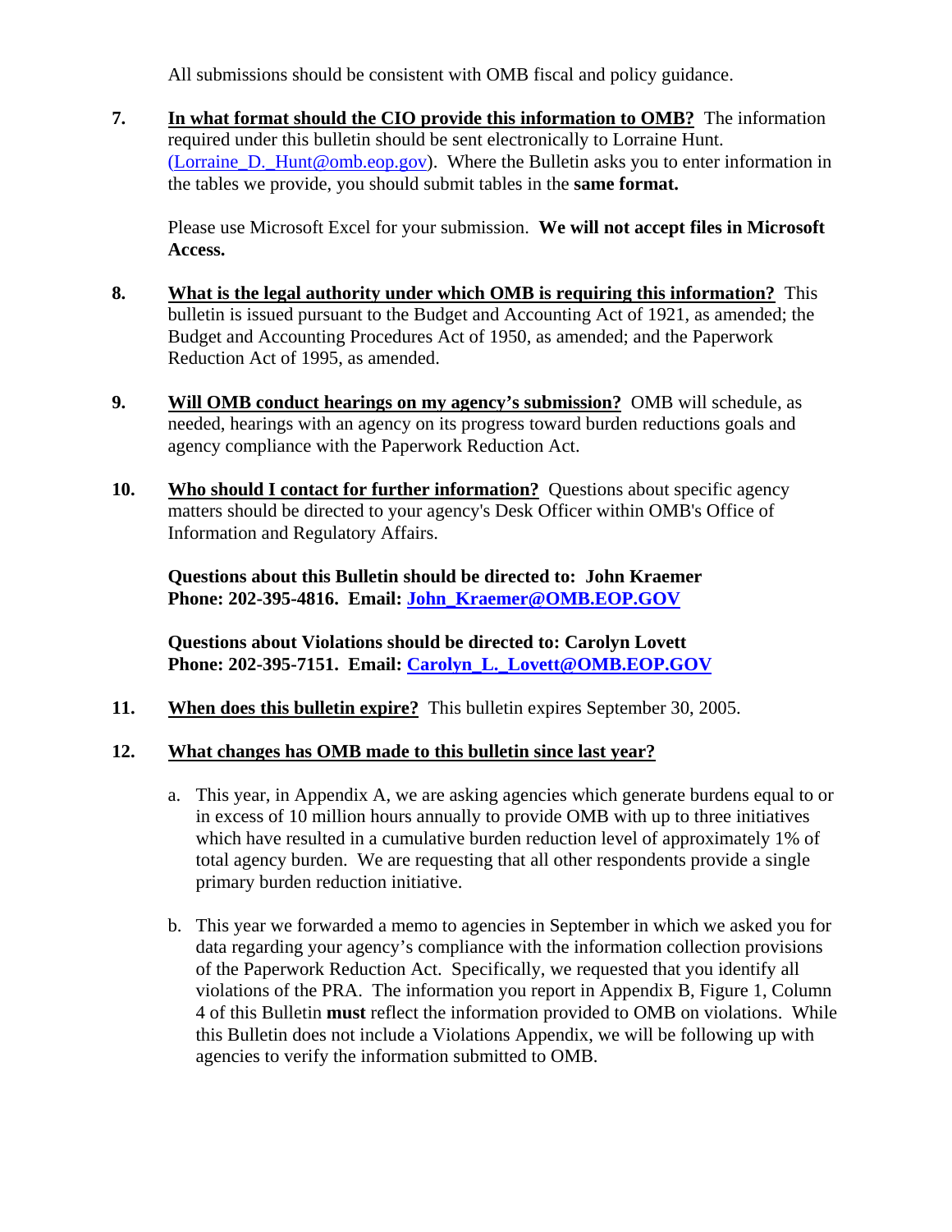All submissions should be consistent with OMB fiscal and policy guidance.

7. **In what format should the CIO provide this information to OMB?** The information required under this bulletin should be sent electronically to Lorraine Hunt. (Lorraine_D._Hunt@omb.eop.gov). Where the Bulletin asks you to enter information in the tables we provide, you should submit tables in the **same format.**

   Please use Microsoft Excel for your submission. **We will not accept files in Microsoft Access.**

8. **What is the legal authority under which OMB is requiring this information?** This bulletin is issued pursuant to the Budget and Accounting Act of 1921, as amended; the Budget and Accounting Procedures Act of 1950, as amended; and the Paperwork Reduction Act of 1995, as amended.

9. **Will OMB conduct hearings on my agency's submission?** OMB will schedule, as needed, hearings with an agency on its progress toward burden reductions goals and agency compliance with the Paperwork Reduction Act.

10. **Who should I contact for further information?** Questions about specific agency matters should be directed to your agency's Desk Officer within OMB's Office of Information and Regulatory Affairs.

    **Questions about this Bulletin should be directed to: John Kraemer**
    **Phone: 202-395-4816. Email: John_Kraemer@OMB.EOP.GOV**

    **Questions about Violations should be directed to: Carolyn Lovett**
    **Phone: 202-395-7151. Email: Carolyn_L._Lovett@OMB.EOP.GOV**

11. **When does this bulletin expire?** This bulletin expires September 30, 2005.

12. **What changes has OMB made to this bulletin since last year?**

    a. This year, in Appendix A, we are asking agencies which generate burdens equal to or in excess of 10 million hours annually to provide OMB with up to three initiatives which have resulted in a cumulative burden reduction level of approximately 1% of total agency burden. We are requesting that all other respondents provide a single primary burden reduction initiative.

    b. This year we forwarded a memo to agencies in September in which we asked you for data regarding your agency's compliance with the information collection provisions of the Paperwork Reduction Act. Specifically, we requested that you identify all violations of the PRA. The information you report in Appendix B, Figure 1, Column 4 of this Bulletin **must** reflect the information provided to OMB on violations. While this Bulletin does not include a Violations Appendix, we will be following up with agencies to verify the information submitted to OMB.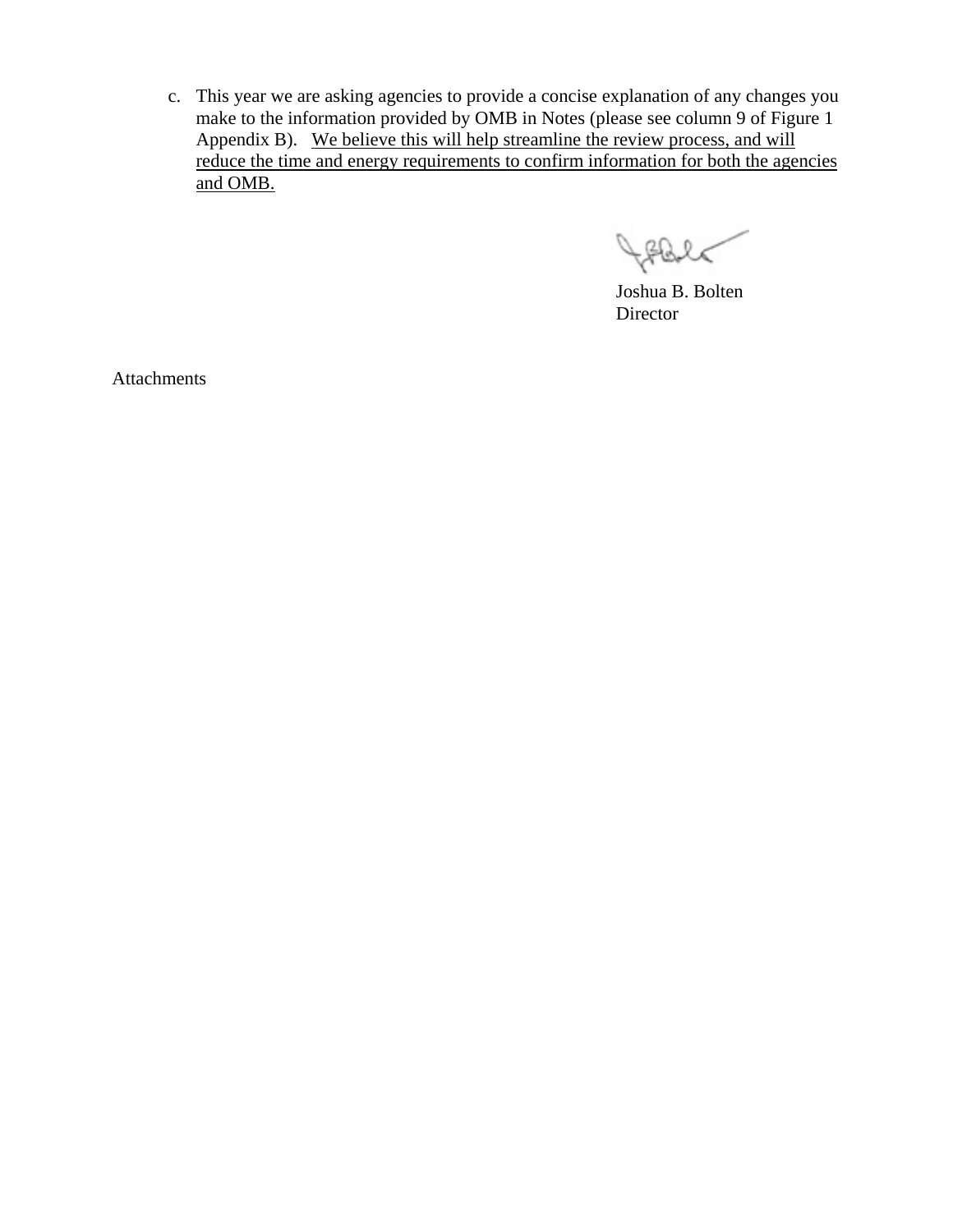c. This year we are asking agencies to provide a concise explanation of any changes you make to the information provided by OMB in Notes (please see column 9 of Figure 1 Appendix B). <u>We believe this will help streamline the review process, and will reduce the time and energy requirements to confirm information for both the agencies and OMB.</u>

Joshua B. Bolten
Director

Attachments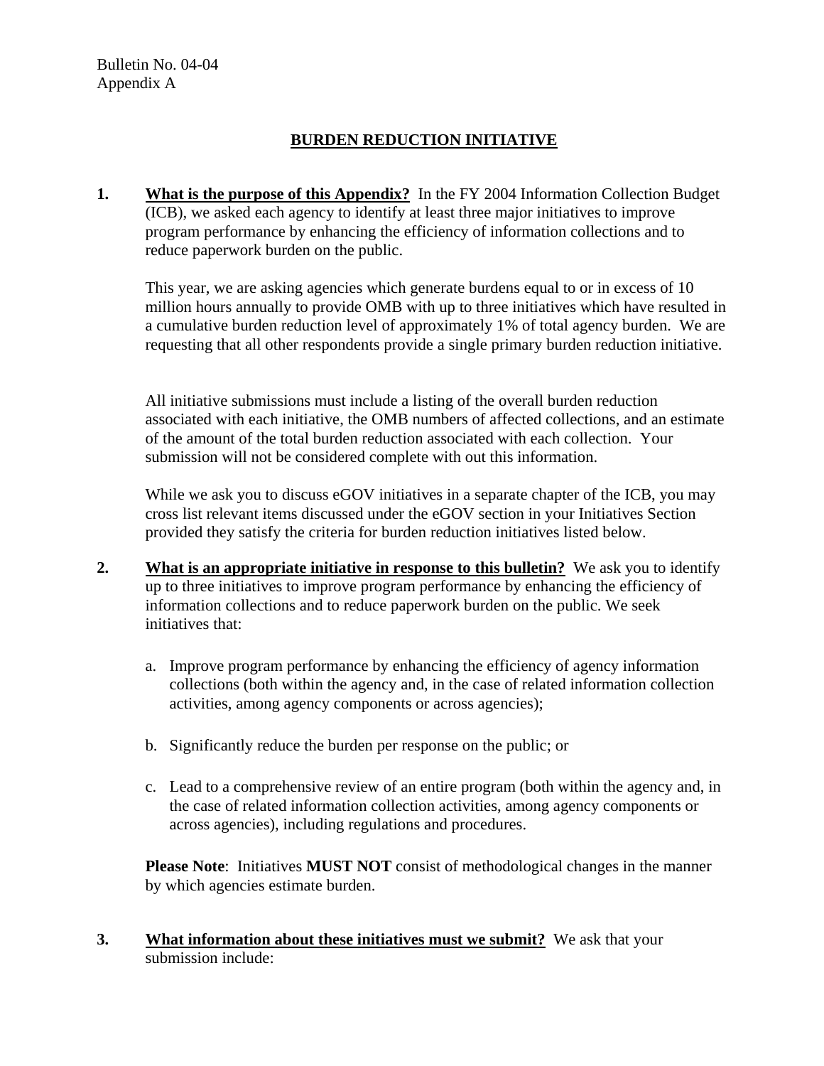Bulletin No. 04-04
Appendix A

## BURDEN REDUCTION INITIATIVE

**1. What is the purpose of this Appendix?** In the FY 2004 Information Collection Budget (ICB), we asked each agency to identify at least three major initiatives to improve program performance by enhancing the efficiency of information collections and to reduce paperwork burden on the public.

This year, we are asking agencies which generate burdens equal to or in excess of 10 million hours annually to provide OMB with up to three initiatives which have resulted in a cumulative burden reduction level of approximately 1% of total agency burden. We are requesting that all other respondents provide a single primary burden reduction initiative.

All initiative submissions must include a listing of the overall burden reduction associated with each initiative, the OMB numbers of affected collections, and an estimate of the amount of the total burden reduction associated with each collection. Your submission will not be considered complete with out this information.

While we ask you to discuss eGOV initiatives in a separate chapter of the ICB, you may cross list relevant items discussed under the eGOV section in your Initiatives Section provided they satisfy the criteria for burden reduction initiatives listed below.

**2. What is an appropriate initiative in response to this bulletin?** We ask you to identify up to three initiatives to improve program performance by enhancing the efficiency of information collections and to reduce paperwork burden on the public. We seek initiatives that:

a. Improve program performance by enhancing the efficiency of agency information collections (both within the agency and, in the case of related information collection activities, among agency components or across agencies);

b. Significantly reduce the burden per response on the public; or

c. Lead to a comprehensive review of an entire program (both within the agency and, in the case of related information collection activities, among agency components or across agencies), including regulations and procedures.

**Please Note**: Initiatives **MUST NOT** consist of methodological changes in the manner by which agencies estimate burden.

**3. What information about these initiatives must we submit?** We ask that your submission include: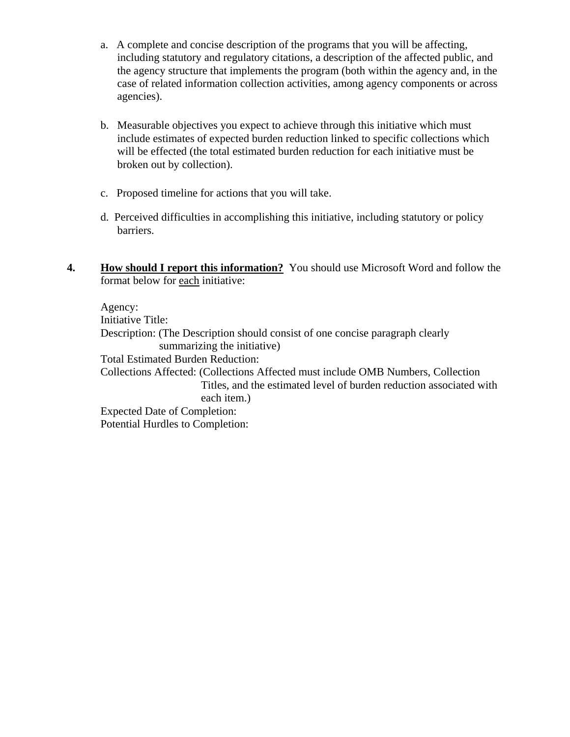a. A complete and concise description of the programs that you will be affecting, including statutory and regulatory citations, a description of the affected public, and the agency structure that implements the program (both within the agency and, in the case of related information collection activities, among agency components or across agencies).

b. Measurable objectives you expect to achieve through this initiative which must include estimates of expected burden reduction linked to specific collections which will be effected (the total estimated burden reduction for each initiative must be broken out by collection).

c. Proposed timeline for actions that you will take.

d. Perceived difficulties in accomplishing this initiative, including statutory or policy barriers.

**4.** **<u>How should I report this information?</u>** You should use Microsoft Word and follow the format below for <u>each</u> initiative:

Agency:
Initiative Title:
Description: (The Description should consist of one concise paragraph clearly summarizing the initiative)
Total Estimated Burden Reduction:
Collections Affected: (Collections Affected must include OMB Numbers, Collection Titles, and the estimated level of burden reduction associated with each item.)
Expected Date of Completion:
Potential Hurdles to Completion: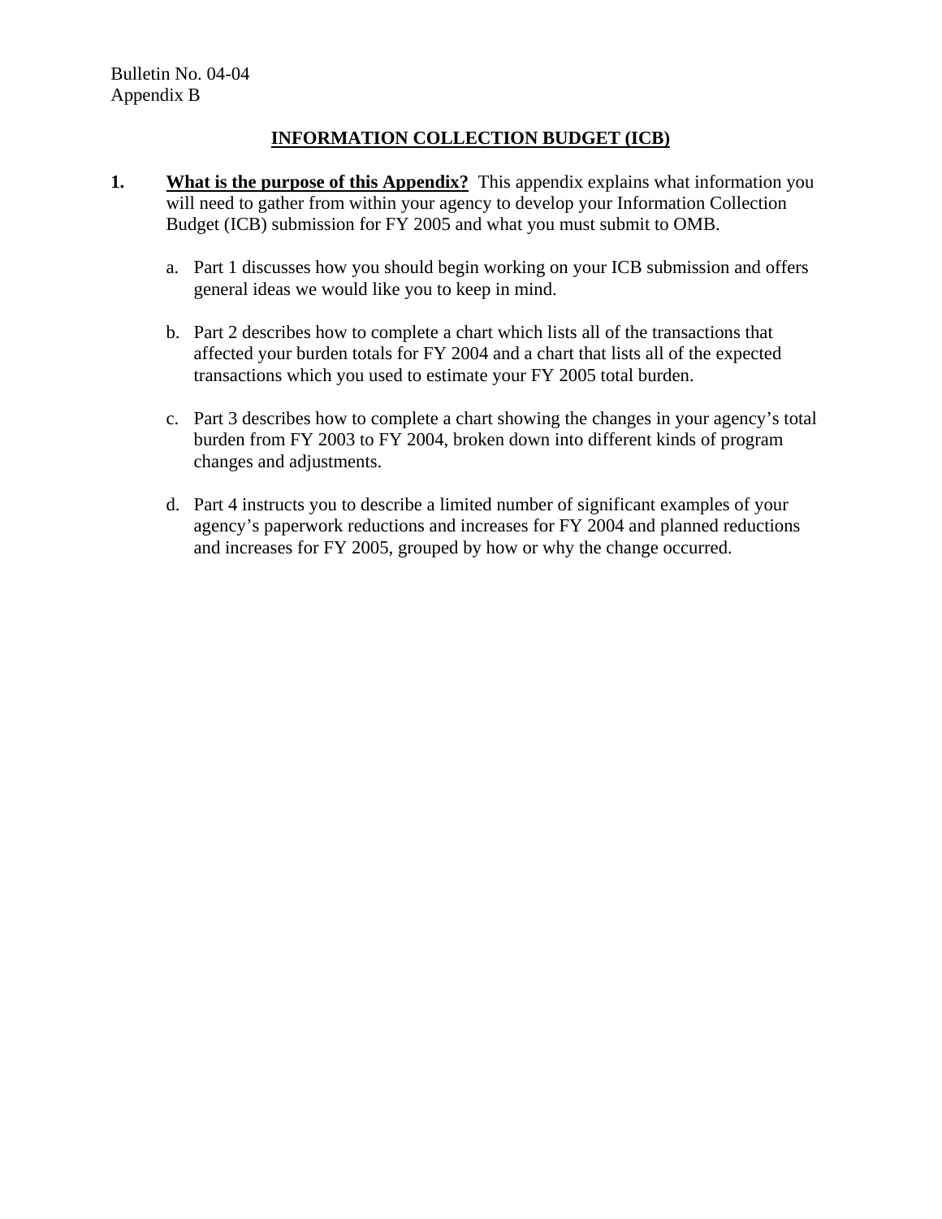Bulletin No. 04-04
Appendix B

# INFORMATION COLLECTION BUDGET (ICB)

**1.** **What is the purpose of this Appendix?** This appendix explains what information you will need to gather from within your agency to develop your Information Collection Budget (ICB) submission for FY 2005 and what you must submit to OMB.

a. Part 1 discusses how you should begin working on your ICB submission and offers general ideas we would like you to keep in mind.

b. Part 2 describes how to complete a chart which lists all of the transactions that affected your burden totals for FY 2004 and a chart that lists all of the expected transactions which you used to estimate your FY 2005 total burden.

c. Part 3 describes how to complete a chart showing the changes in your agency's total burden from FY 2003 to FY 2004, broken down into different kinds of program changes and adjustments.

d. Part 4 instructs you to describe a limited number of significant examples of your agency's paperwork reductions and increases for FY 2004 and planned reductions and increases for FY 2005, grouped by how or why the change occurred.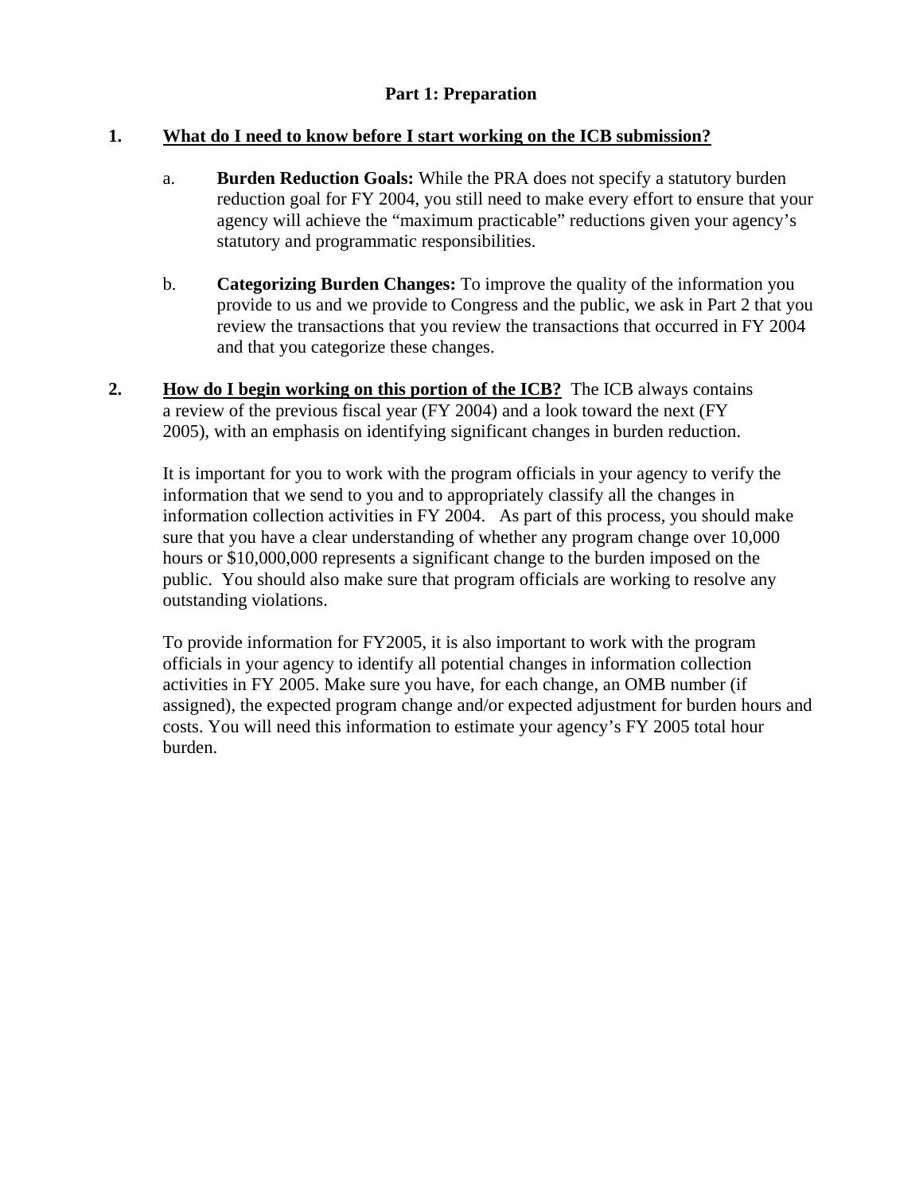## Part 1: Preparation

**1. <u>What do I need to know before I start working on the ICB submission?</u>**

a. **Burden Reduction Goals:** While the PRA does not specify a statutory burden reduction goal for FY 2004, you still need to make every effort to ensure that your agency will achieve the "maximum practicable" reductions given your agency's statutory and programmatic responsibilities.

b. **Categorizing Burden Changes:** To improve the quality of the information you provide to us and we provide to Congress and the public, we ask in Part 2 that you review the transactions that you review the transactions that occurred in FY 2004 and that you categorize these changes.

**2. <u>How do I begin working on this portion of the ICB?</u>** The ICB always contains a review of the previous fiscal year (FY 2004) and a look toward the next (FY 2005), with an emphasis on identifying significant changes in burden reduction.

It is important for you to work with the program officials in your agency to verify the information that we send to you and to appropriately classify all the changes in information collection activities in FY 2004. As part of this process, you should make sure that you have a clear understanding of whether any program change over 10,000 hours or $10,000,000 represents a significant change to the burden imposed on the public. You should also make sure that program officials are working to resolve any outstanding violations.

To provide information for FY2005, it is also important to work with the program officials in your agency to identify all potential changes in information collection activities in FY 2005. Make sure you have, for each change, an OMB number (if assigned), the expected program change and/or expected adjustment for burden hours and costs. You will need this information to estimate your agency's FY 2005 total hour burden.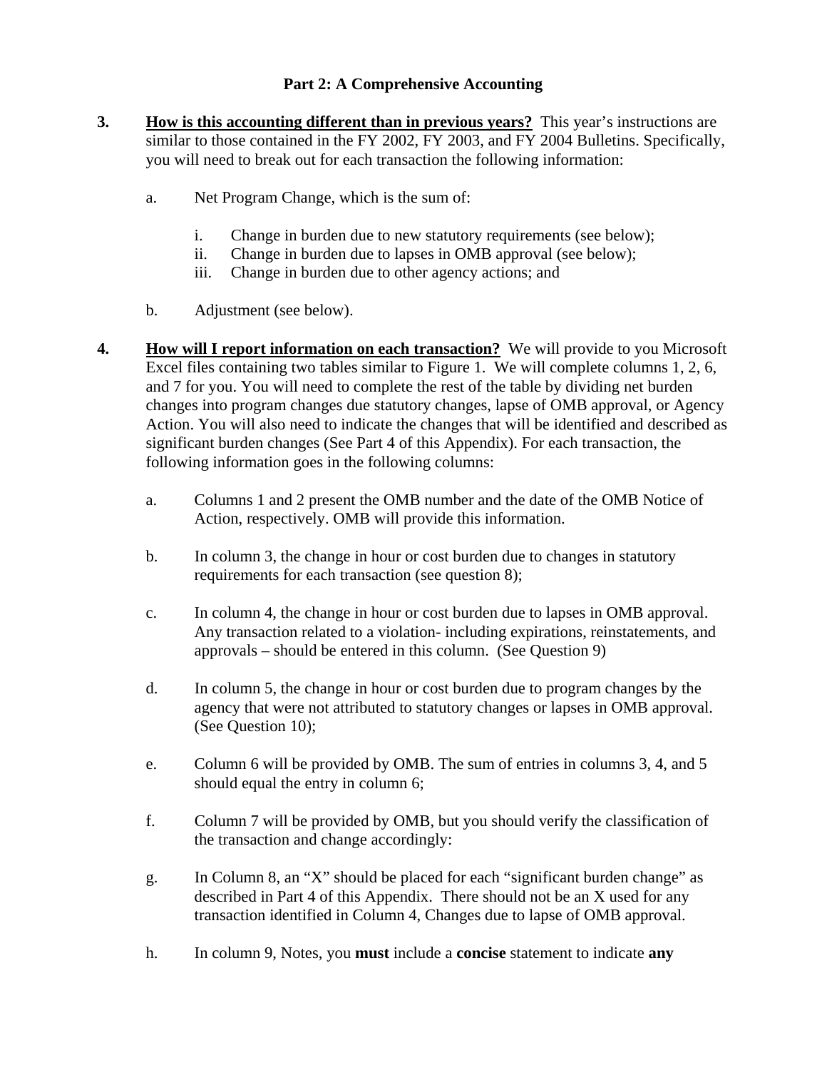## Part 2: A Comprehensive Accounting

3. **How is this accounting different than in previous years?** This year's instructions are similar to those contained in the FY 2002, FY 2003, and FY 2004 Bulletins. Specifically, you will need to break out for each transaction the following information:

   a. Net Program Change, which is the sum of:

      i. Change in burden due to new statutory requirements (see below);
      ii. Change in burden due to lapses in OMB approval (see below);
      iii. Change in burden due to other agency actions; and

   b. Adjustment (see below).

4. **How will I report information on each transaction?** We will provide to you Microsoft Excel files containing two tables similar to Figure 1. We will complete columns 1, 2, 6, and 7 for you. You will need to complete the rest of the table by dividing net burden changes into program changes due statutory changes, lapse of OMB approval, or Agency Action. You will also need to indicate the changes that will be identified and described as significant burden changes (See Part 4 of this Appendix). For each transaction, the following information goes in the following columns:

   a. Columns 1 and 2 present the OMB number and the date of the OMB Notice of Action, respectively. OMB will provide this information.

   b. In column 3, the change in hour or cost burden due to changes in statutory requirements for each transaction (see question 8);

   c. In column 4, the change in hour or cost burden due to lapses in OMB approval. Any transaction related to a violation- including expirations, reinstatements, and approvals – should be entered in this column. (See Question 9)

   d. In column 5, the change in hour or cost burden due to program changes by the agency that were not attributed to statutory changes or lapses in OMB approval. (See Question 10);

   e. Column 6 will be provided by OMB. The sum of entries in columns 3, 4, and 5 should equal the entry in column 6;

   f. Column 7 will be provided by OMB, but you should verify the classification of the transaction and change accordingly:

   g. In Column 8, an "X" should be placed for each "significant burden change" as described in Part 4 of this Appendix. There should not be an X used for any transaction identified in Column 4, Changes due to lapse of OMB approval.

   h. In column 9, Notes, you **must** include a **concise** statement to indicate **any**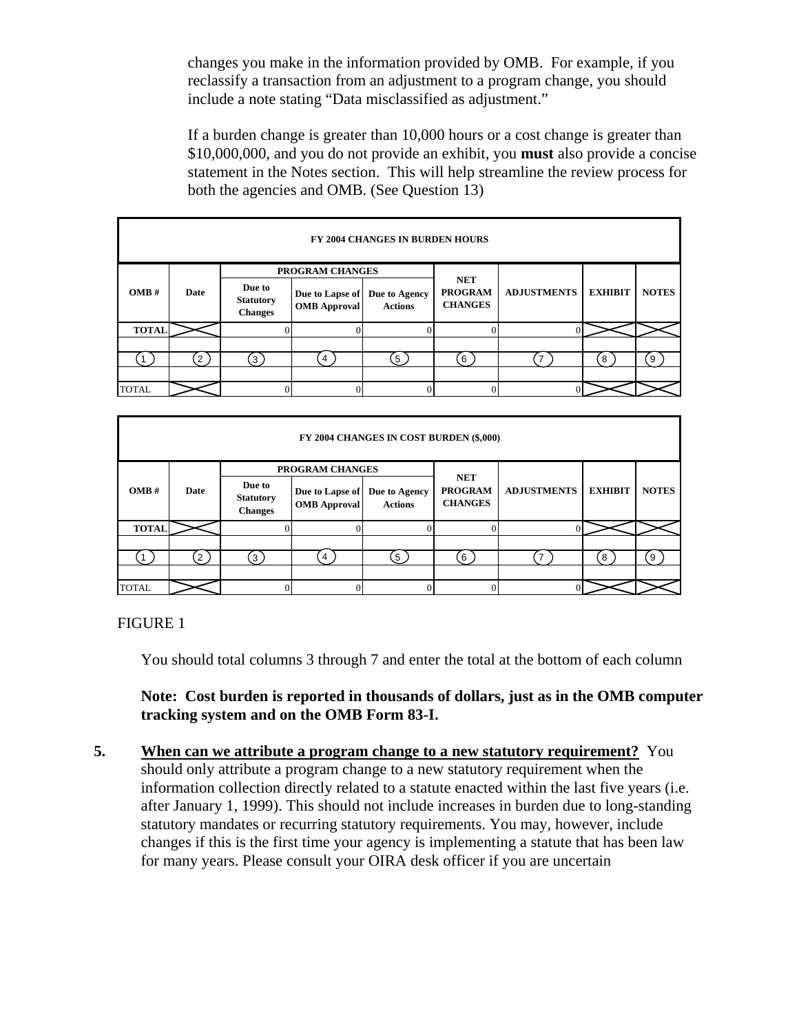changes you make in the information provided by OMB. For example, if you reclassify a transaction from an adjustment to a program change, you should include a note stating "Data misclassified as adjustment."

If a burden change is greater than 10,000 hours or a cost change is greater than $10,000,000, and you do not provide an exhibit, you **must** also provide a concise statement in the Notes section. This will help streamline the review process for both the agencies and OMB. (See Question 13)

| FY 2004 CHANGES IN BURDEN HOURS | | | | | | | | |
|---|---|---|---|---|---|---|---|---|
| | | PROGRAM CHANGES | | | | | | |
| **OMB #** | **Date** | **Due to Statutory Changes** | **Due to Lapse of OMB Approval** | **Due to Agency Actions** | **NET PROGRAM CHANGES** | **ADJUSTMENTS** | **EXHIBIT** | **NOTES** |
| **TOTAL** | | 0 | 0 | 0 | 0 | 0 | | |
| | | | | | | | | |
| 1 | 2 | 3 | 4 | 5 | 6 | 7 | 8 | 9 |
| | | | | | | | | |
| TOTAL | | 0 | 0 | 0 | 0 | 0 | | |

| FY 2004 CHANGES IN COST BURDEN ($,000) | | | | | | | | |
|---|---|---|---|---|---|---|---|---|
| | | PROGRAM CHANGES | | | | | | |
| **OMB #** | **Date** | **Due to Statutory Changes** | **Due to Lapse of OMB Approval** | **Due to Agency Actions** | **NET PROGRAM CHANGES** | **ADJUSTMENTS** | **EXHIBIT** | **NOTES** |
| **TOTAL** | | 0 | 0 | 0 | 0 | 0 | | |
| | | | | | | | | |
| 1 | 2 | 3 | 4 | 5 | 6 | 7 | 8 | 9 |
| | | | | | | | | |
| TOTAL | | 0 | 0 | 0 | 0 | 0 | | |

FIGURE 1

You should total columns 3 through 7 and enter the total at the bottom of each column

**Note: Cost burden is reported in thousands of dollars, just as in the OMB computer tracking system and on the OMB Form 83-I.**

**5.** **<u>When can we attribute a program change to a new statutory requirement?</u>** You should only attribute a program change to a new statutory requirement when the information collection directly related to a statute enacted within the last five years (i.e. after January 1, 1999). This should not include increases in burden due to long-standing statutory mandates or recurring statutory requirements. You may, however, include changes if this is the first time your agency is implementing a statute that has been law for many years. Please consult your OIRA desk officer if you are uncertain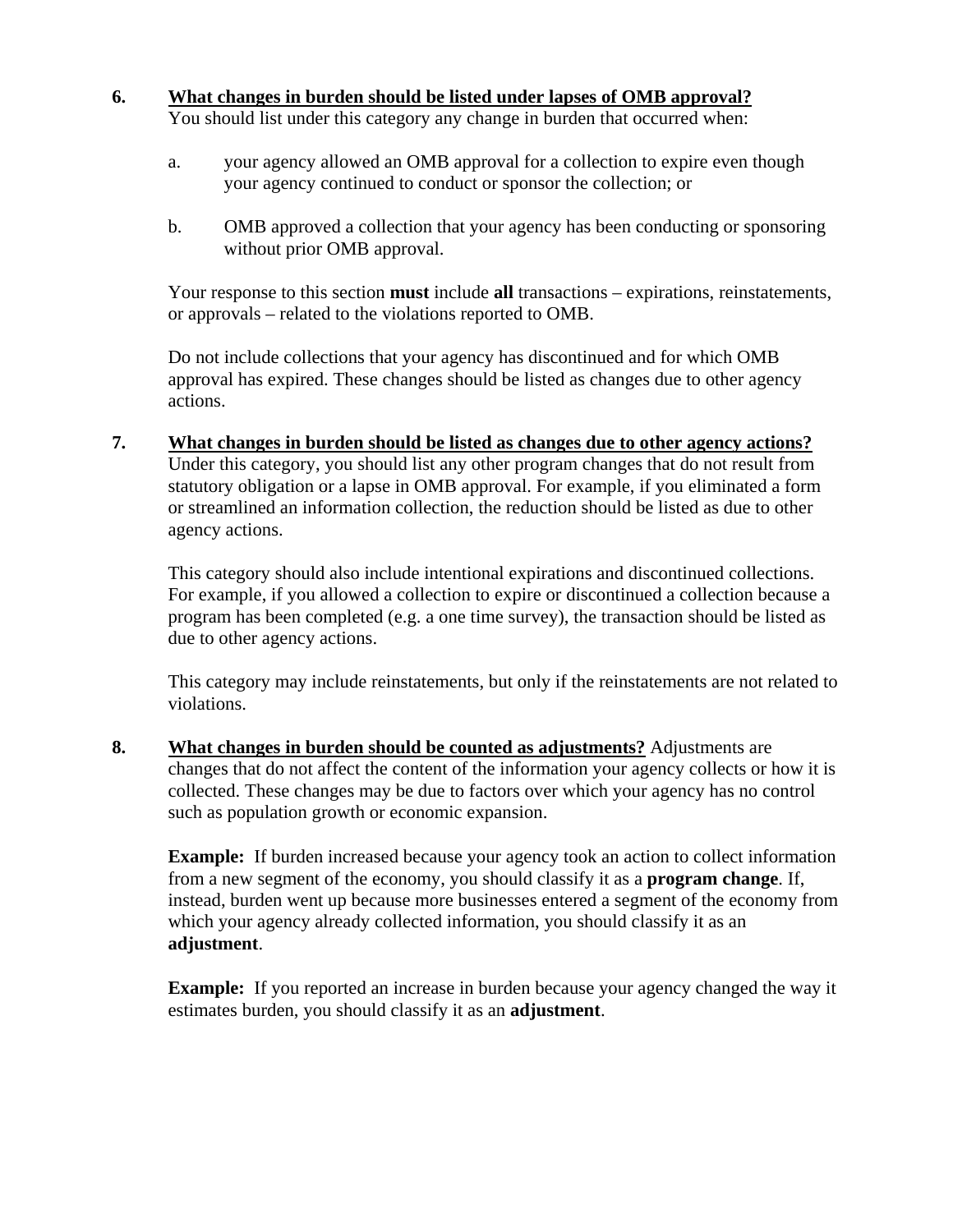6. **<u>What changes in burden should be listed under lapses of OMB approval?</u>**
   You should list under this category any change in burden that occurred when:

   a. your agency allowed an OMB approval for a collection to expire even though your agency continued to conduct or sponsor the collection; or

   b. OMB approved a collection that your agency has been conducting or sponsoring without prior OMB approval.

   Your response to this section **must** include **all** transactions – expirations, reinstatements, or approvals – related to the violations reported to OMB.

   Do not include collections that your agency has discontinued and for which OMB approval has expired. These changes should be listed as changes due to other agency actions.

7. **<u>What changes in burden should be listed as changes due to other agency actions?</u>**
   Under this category, you should list any other program changes that do not result from statutory obligation or a lapse in OMB approval. For example, if you eliminated a form or streamlined an information collection, the reduction should be listed as due to other agency actions.

   This category should also include intentional expirations and discontinued collections. For example, if you allowed a collection to expire or discontinued a collection because a program has been completed (e.g. a one time survey), the transaction should be listed as due to other agency actions.

   This category may include reinstatements, but only if the reinstatements are not related to violations.

8. **<u>What changes in burden should be counted as adjustments?</u>** Adjustments are changes that do not affect the content of the information your agency collects or how it is collected. These changes may be due to factors over which your agency has no control such as population growth or economic expansion.

   **Example:** If burden increased because your agency took an action to collect information from a new segment of the economy, you should classify it as a **program change**. If, instead, burden went up because more businesses entered a segment of the economy from which your agency already collected information, you should classify it as an **adjustment**.

   **Example:** If you reported an increase in burden because your agency changed the way it estimates burden, you should classify it as an **adjustment**.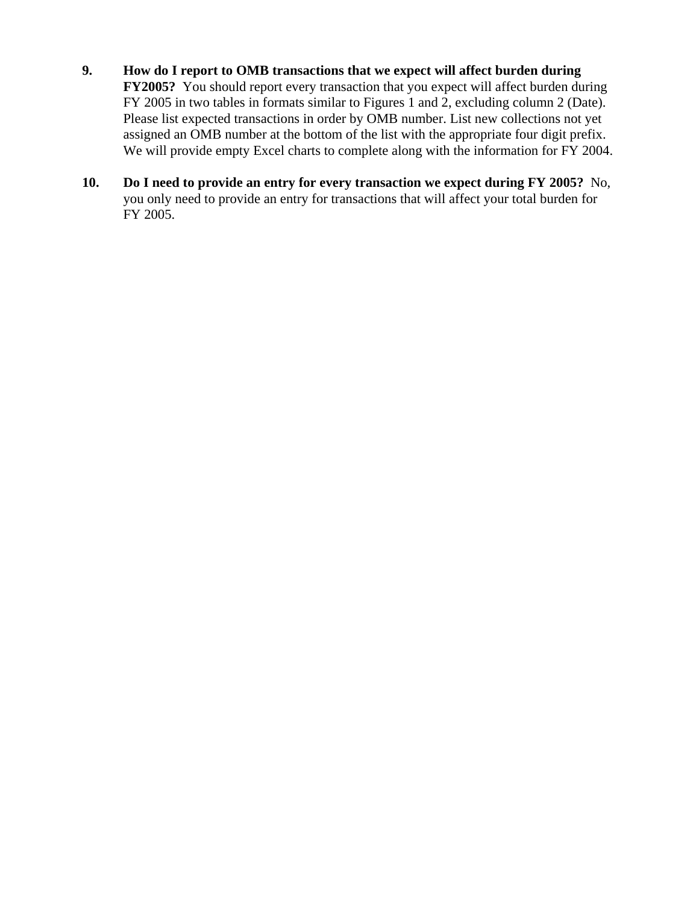9. **How do I report to OMB transactions that we expect will affect burden during FY2005?** You should report every transaction that you expect will affect burden during FY 2005 in two tables in formats similar to Figures 1 and 2, excluding column 2 (Date). Please list expected transactions in order by OMB number. List new collections not yet assigned an OMB number at the bottom of the list with the appropriate four digit prefix. We will provide empty Excel charts to complete along with the information for FY 2004.

10. **Do I need to provide an entry for every transaction we expect during FY 2005?** No, you only need to provide an entry for transactions that will affect your total burden for FY 2005.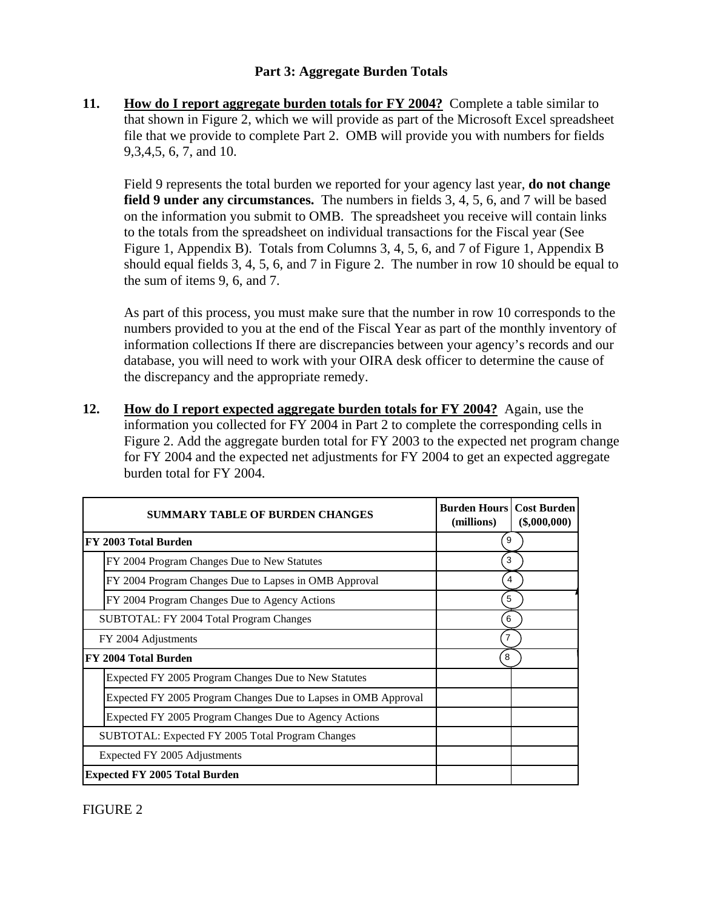## Part 3: Aggregate Burden Totals

**11.** **How do I report aggregate burden totals for FY 2004?** Complete a table similar to that shown in Figure 2, which we will provide as part of the Microsoft Excel spreadsheet file that we provide to complete Part 2. OMB will provide you with numbers for fields 9,3,4,5, 6, 7, and 10.

Field 9 represents the total burden we reported for your agency last year, **do not change field 9 under any circumstances.** The numbers in fields 3, 4, 5, 6, and 7 will be based on the information you submit to OMB. The spreadsheet you receive will contain links to the totals from the spreadsheet on individual transactions for the Fiscal year (See Figure 1, Appendix B). Totals from Columns 3, 4, 5, 6, and 7 of Figure 1, Appendix B should equal fields 3, 4, 5, 6, and 7 in Figure 2. The number in row 10 should be equal to the sum of items 9, 6, and 7.

As part of this process, you must make sure that the number in row 10 corresponds to the numbers provided to you at the end of the Fiscal Year as part of the monthly inventory of information collections If there are discrepancies between your agency's records and our database, you will need to work with your OIRA desk officer to determine the cause of the discrepancy and the appropriate remedy.

**12.** **How do I report expected aggregate burden totals for FY 2004?** Again, use the information you collected for FY 2004 in Part 2 to complete the corresponding cells in Figure 2. Add the aggregate burden total for FY 2003 to the expected net program change for FY 2004 and the expected net adjustments for FY 2004 to get an expected aggregate burden total for FY 2004.

| SUMMARY TABLE OF BURDEN CHANGES | Burden Hours (millions) | Cost Burden ($,000,000) |
|---|---|---|
| **FY 2003 Total Burden** | 9 | |
| FY 2004 Program Changes Due to New Statutes | 3 | |
| FY 2004 Program Changes Due to Lapses in OMB Approval | 4 | |
| FY 2004 Program Changes Due to Agency Actions | 5 | |
| SUBTOTAL: FY 2004 Total Program Changes | 6 | |
| FY 2004 Adjustments | 7 | |
| **FY 2004 Total Burden** | 8 | |
| Expected FY 2005 Program Changes Due to New Statutes | | |
| Expected FY 2005 Program Changes Due to Lapses in OMB Approval | | |
| Expected FY 2005 Program Changes Due to Agency Actions | | |
| SUBTOTAL: Expected FY 2005 Total Program Changes | | |
| Expected FY 2005 Adjustments | | |
| **Expected FY 2005 Total Burden** | | |

FIGURE 2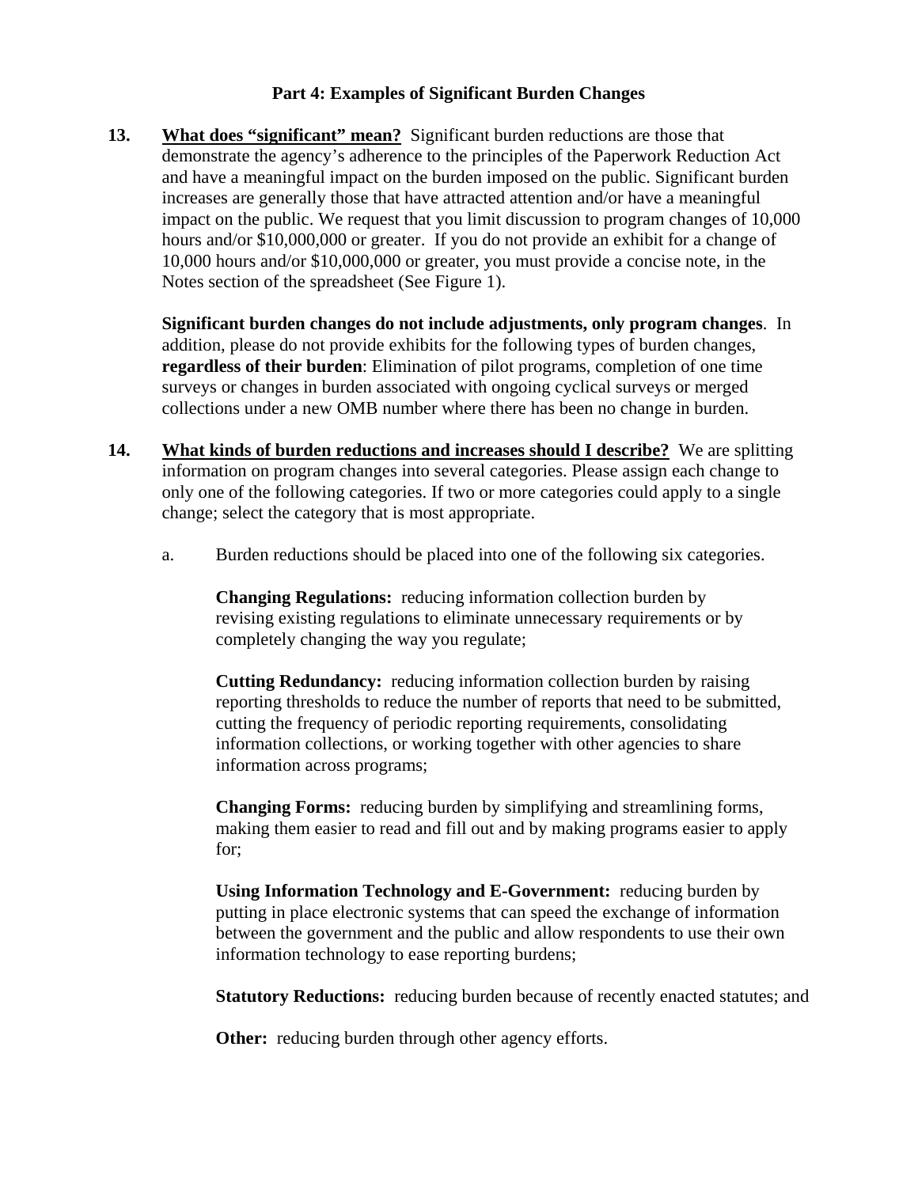## Part 4: Examples of Significant Burden Changes

**13. <u>What does "significant" mean?</u>** Significant burden reductions are those that demonstrate the agency's adherence to the principles of the Paperwork Reduction Act and have a meaningful impact on the burden imposed on the public. Significant burden increases are generally those that have attracted attention and/or have a meaningful impact on the public. We request that you limit discussion to program changes of 10,000 hours and/or $10,000,000 or greater. If you do not provide an exhibit for a change of 10,000 hours and/or $10,000,000 or greater, you must provide a concise note, in the Notes section of the spreadsheet (See Figure 1).

**Significant burden changes do not include adjustments, only program changes**. In addition, please do not provide exhibits for the following types of burden changes, **regardless of their burden**: Elimination of pilot programs, completion of one time surveys or changes in burden associated with ongoing cyclical surveys or merged collections under a new OMB number where there has been no change in burden.

**14. <u>What kinds of burden reductions and increases should I describe?</u>** We are splitting information on program changes into several categories. Please assign each change to only one of the following categories. If two or more categories could apply to a single change; select the category that is most appropriate.

a. Burden reductions should be placed into one of the following six categories.

**Changing Regulations:** reducing information collection burden by revising existing regulations to eliminate unnecessary requirements or by completely changing the way you regulate;

**Cutting Redundancy:** reducing information collection burden by raising reporting thresholds to reduce the number of reports that need to be submitted, cutting the frequency of periodic reporting requirements, consolidating information collections, or working together with other agencies to share information across programs;

**Changing Forms:** reducing burden by simplifying and streamlining forms, making them easier to read and fill out and by making programs easier to apply for;

**Using Information Technology and E-Government:** reducing burden by putting in place electronic systems that can speed the exchange of information between the government and the public and allow respondents to use their own information technology to ease reporting burdens;

**Statutory Reductions:** reducing burden because of recently enacted statutes; and

**Other:** reducing burden through other agency efforts.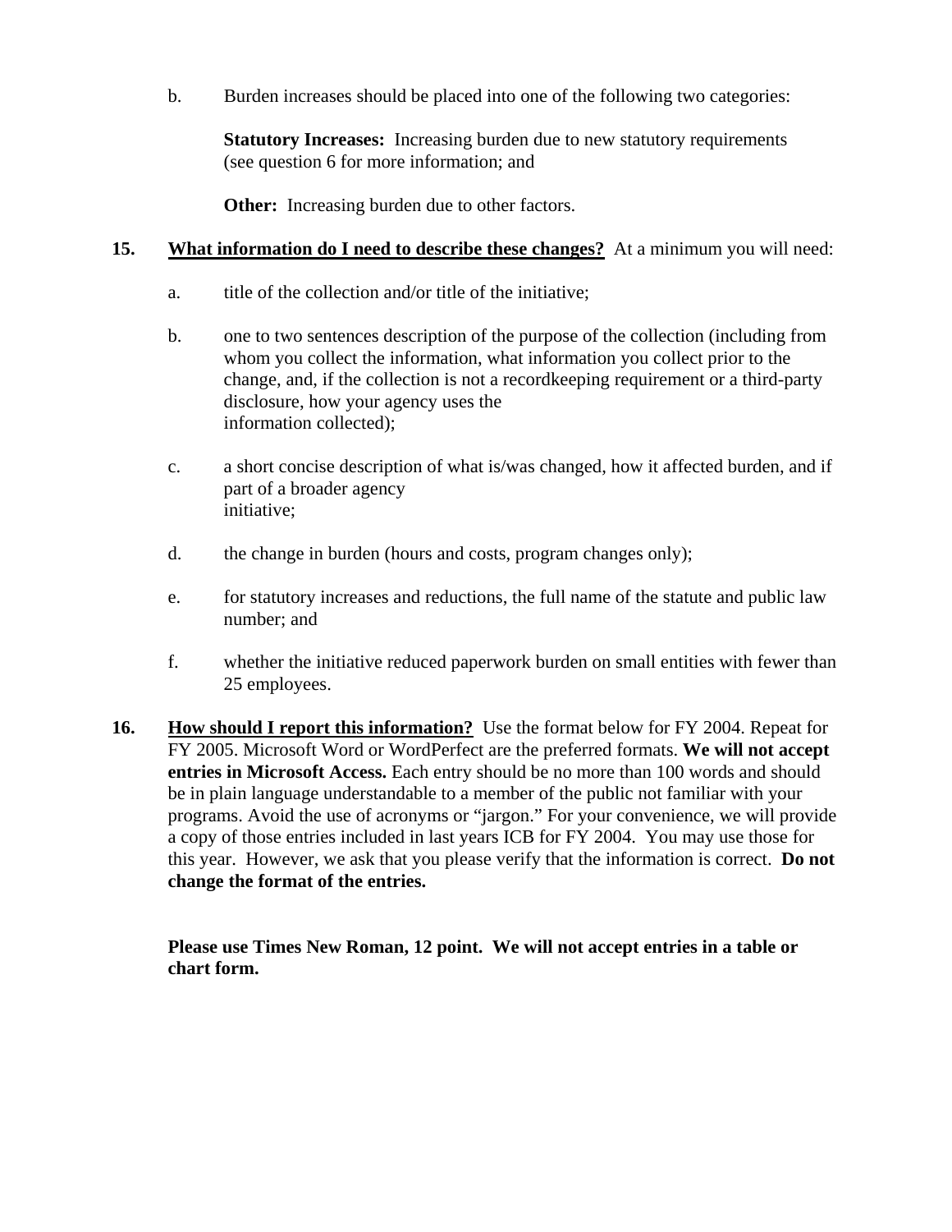b. Burden increases should be placed into one of the following two categories:

   **Statutory Increases:** Increasing burden due to new statutory requirements (see question 6 for more information; and

   **Other:** Increasing burden due to other factors.

**15. <u>What information do I need to describe these changes?</u>** At a minimum you will need:

a. title of the collection and/or title of the initiative;

b. one to two sentences description of the purpose of the collection (including from whom you collect the information, what information you collect prior to the change, and, if the collection is not a recordkeeping requirement or a third-party disclosure, how your agency uses the information collected);

c. a short concise description of what is/was changed, how it affected burden, and if part of a broader agency initiative;

d. the change in burden (hours and costs, program changes only);

e. for statutory increases and reductions, the full name of the statute and public law number; and

f. whether the initiative reduced paperwork burden on small entities with fewer than 25 employees.

**16. <u>How should I report this information?</u>** Use the format below for FY 2004. Repeat for FY 2005. Microsoft Word or WordPerfect are the preferred formats. **We will not accept entries in Microsoft Access.** Each entry should be no more than 100 words and should be in plain language understandable to a member of the public not familiar with your programs. Avoid the use of acronyms or "jargon." For your convenience, we will provide a copy of those entries included in last years ICB for FY 2004. You may use those for this year. However, we ask that you please verify that the information is correct. **Do not change the format of the entries.**

**Please use Times New Roman, 12 point. We will not accept entries in a table or chart form.**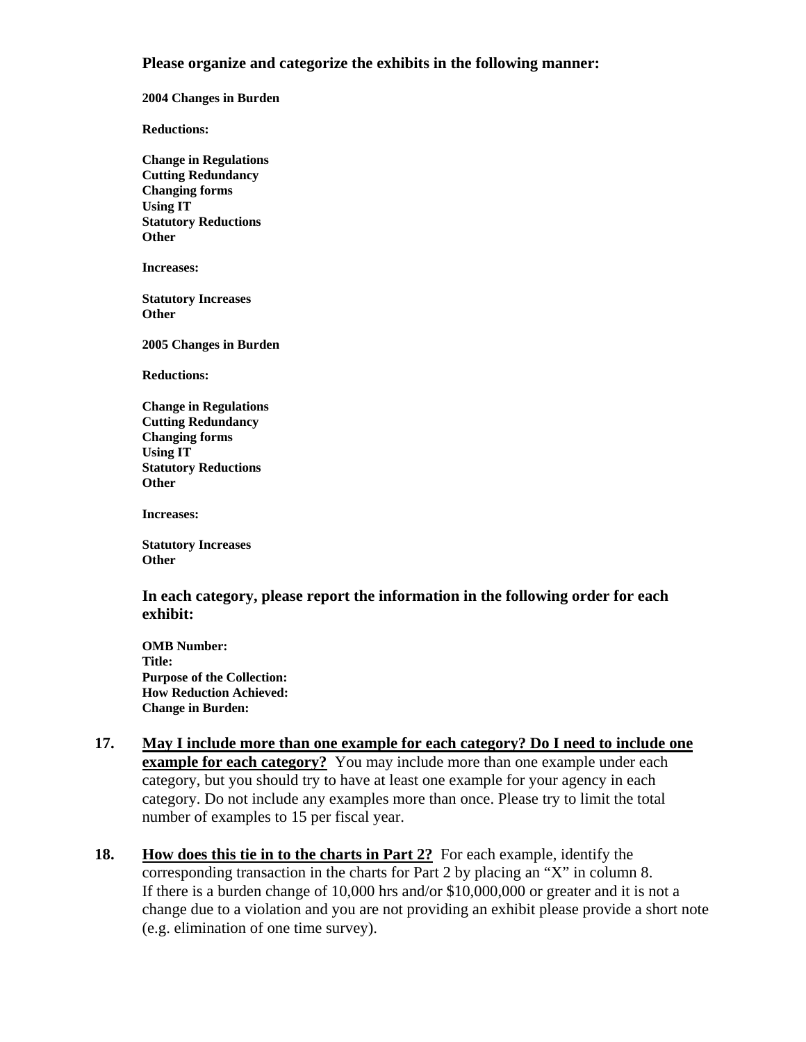**Please organize and categorize the exhibits in the following manner:**

**2004 Changes in Burden**

**Reductions:**

**Change in Regulations**
**Cutting Redundancy**
**Changing forms**
**Using IT**
**Statutory Reductions**
**Other**

**Increases:**

**Statutory Increases**
**Other**

**2005 Changes in Burden**

**Reductions:**

**Change in Regulations**
**Cutting Redundancy**
**Changing forms**
**Using IT**
**Statutory Reductions**
**Other**

**Increases:**

**Statutory Increases**
**Other**

**In each category, please report the information in the following order for each exhibit:**

**OMB Number:**
**Title:**
**Purpose of the Collection:**
**How Reduction Achieved:**
**Change in Burden:**

**17. <u>May I include more than one example for each category? Do I need to include one example for each category?</u>** You may include more than one example under each category, but you should try to have at least one example for your agency in each category. Do not include any examples more than once. Please try to limit the total number of examples to 15 per fiscal year.

**18. <u>How does this tie in to the charts in Part 2?</u>** For each example, identify the corresponding transaction in the charts for Part 2 by placing an "X" in column 8. If there is a burden change of 10,000 hrs and/or $10,000,000 or greater and it is not a change due to a violation and you are not providing an exhibit please provide a short note (e.g. elimination of one time survey).